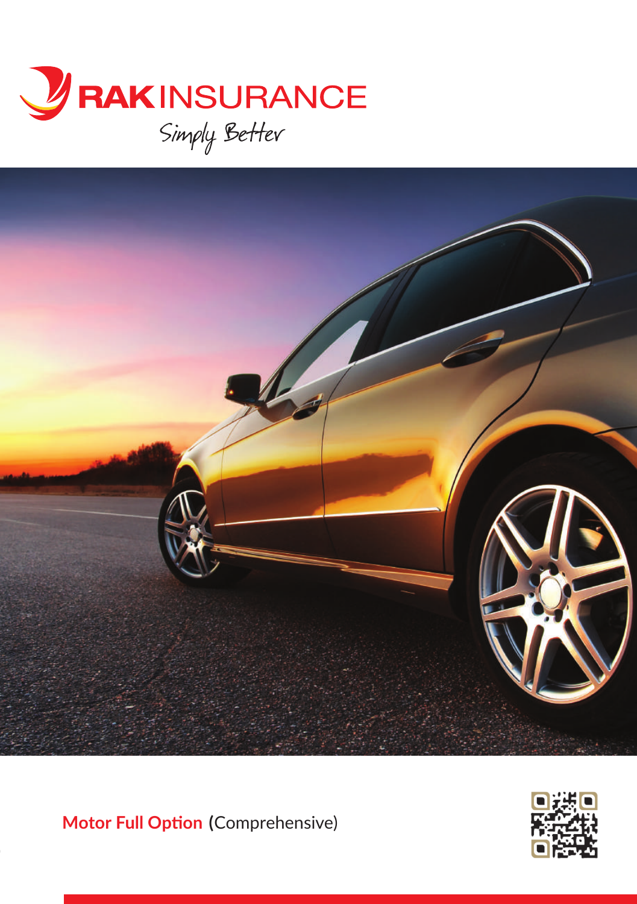RAKINSURANCE

Simply Better

**Motor Full Option** (Comprehensive)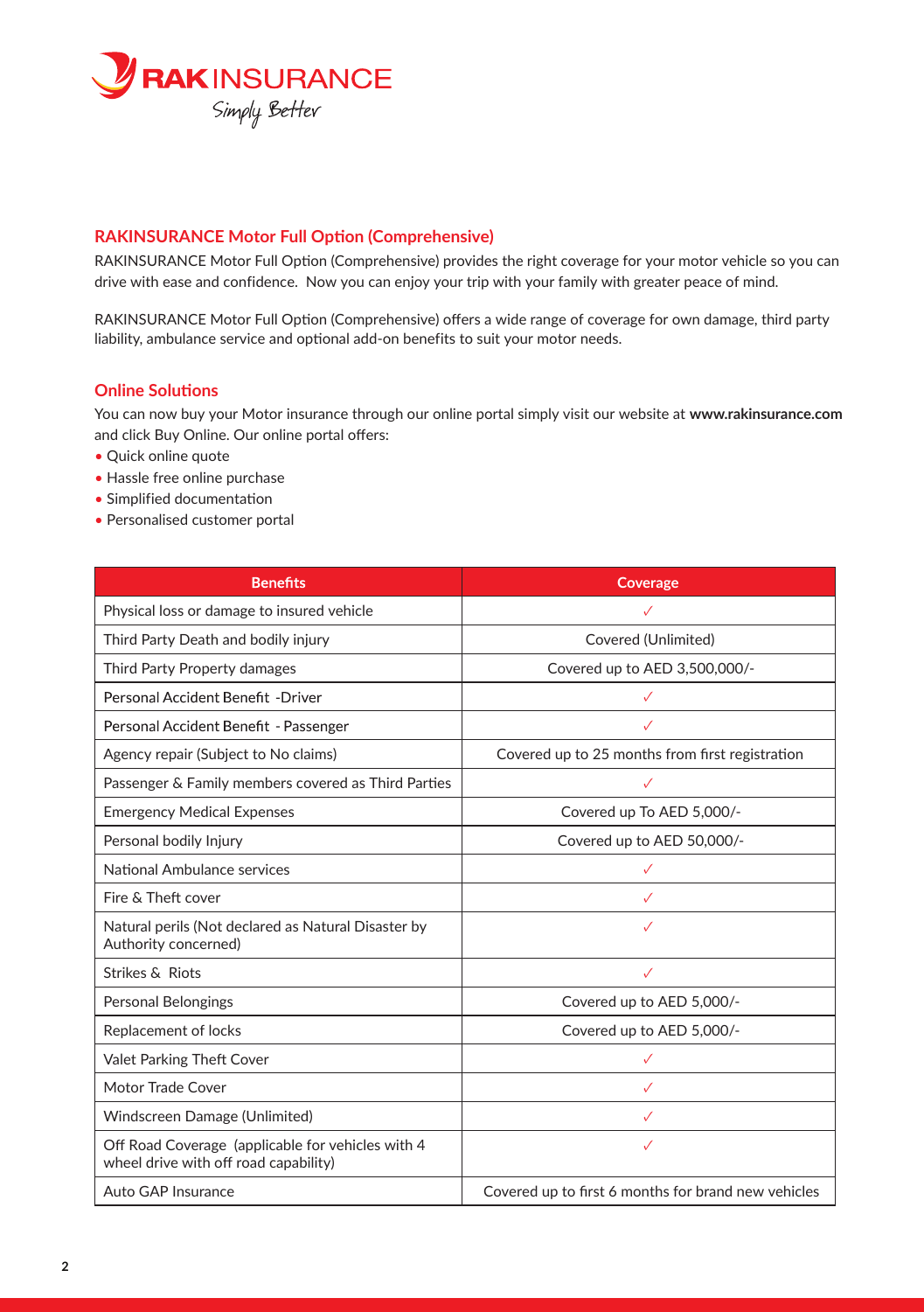## RAKINSURANCE Motor Full Option (Comprehensive)

RAKINSURANCE Motor Full Option (Comprehensive) provides the right coverage for your motor vehicle so you can drive with ease and confidence. Now you can enjoy your trip with your family with greater peace of mind.

RAKINSURANCE Motor Full Option (Comprehensive) offers a wide range of coverage for own damage, third party liability, ambulance service and optional add-on benefits to suit your motor needs.

## Online Solutions

You can now buy your Motor insurance through our online portal simply visit our website at **www.rakinsurance.com** and click Buy Online. Our online portal offers:

- Quick online quote
- Hassle free online purchase
- Simplified documentation
- Personalised customer portal

| Benefits | Coverage |
| --- | --- |
| Physical loss or damage to insured vehicle | ✓ |
| Third Party Death and bodily injury | Covered (Unlimited) |
| Third Party Property damages | Covered up to AED 3,500,000/- |
| Personal Accident Benefit -Driver | ✓ |
| Personal Accident Benefit - Passenger | ✓ |
| Agency repair (Subject to No claims) | Covered up to 25 months from first registration |
| Passenger & Family members covered as Third Parties | ✓ |
| Emergency Medical Expenses | Covered up To AED 5,000/- |
| Personal bodily Injury | Covered up to AED 50,000/- |
| National Ambulance services | ✓ |
| Fire & Theft cover | ✓ |
| Natural perils (Not declared as Natural Disaster by Authority concerned) | ✓ |
| Strikes & Riots | ✓ |
| Personal Belongings | Covered up to AED 5,000/- |
| Replacement of locks | Covered up to AED 5,000/- |
| Valet Parking Theft Cover | ✓ |
| Motor Trade Cover | ✓ |
| Windscreen Damage (Unlimited) | ✓ |
| Off Road Coverage (applicable for vehicles with 4 wheel drive with off road capability) | ✓ |
| Auto GAP Insurance | Covered up to first 6 months for brand new vehicles |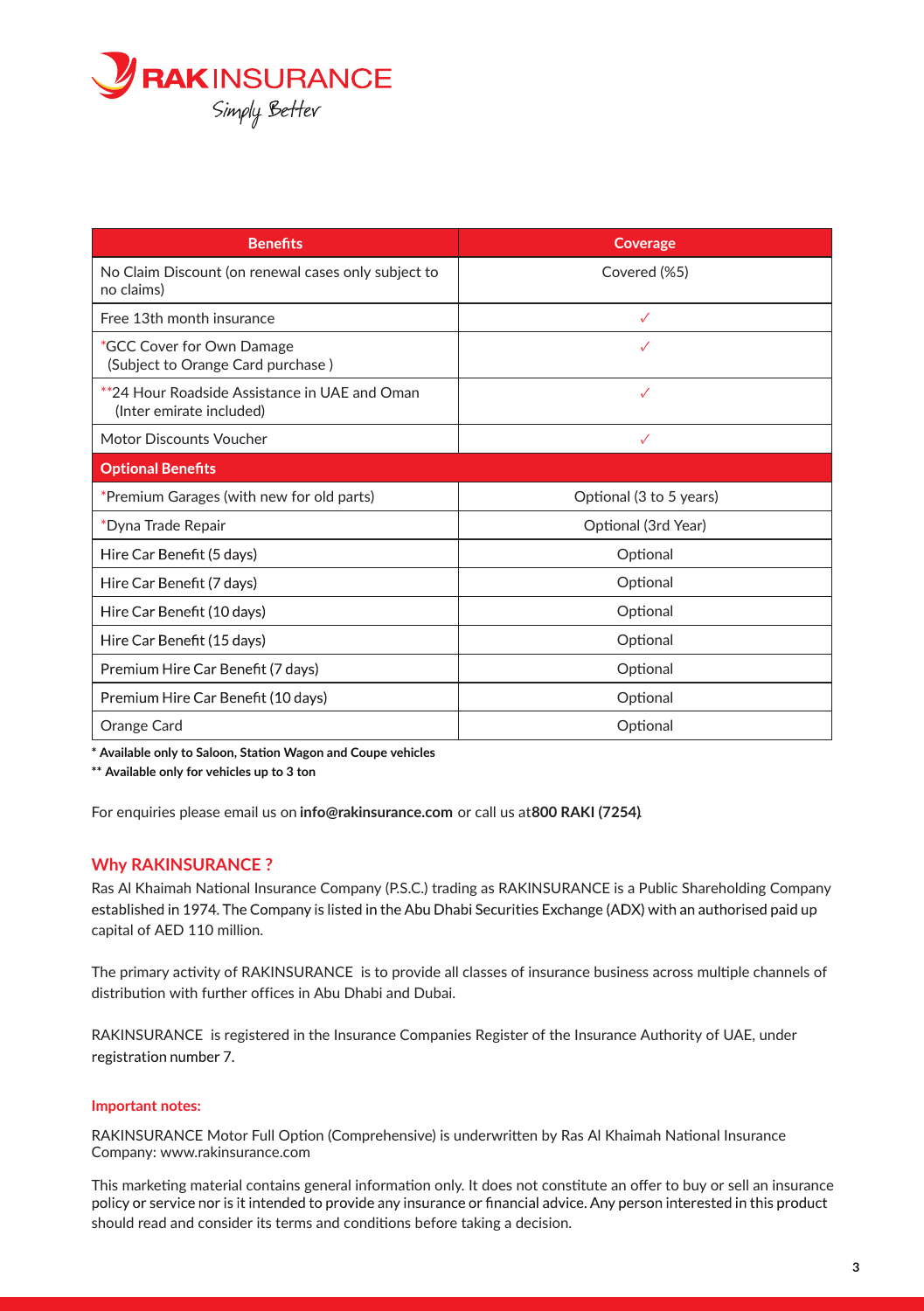| Benefits | Coverage |
|---|---|
| No Claim Discount (on renewal cases only subject to no claims) | Covered (%5) |
| Free 13th month insurance | ✓ |
| *GCC Cover for Own Damage (Subject to Orange Card purchase ) | ✓ |
| **24 Hour Roadside Assistance in UAE and Oman (Inter emirate included) | ✓ |
| Motor Discounts Voucher | ✓ |
| **Optional Benefits** | |
| *Premium Garages (with new for old parts) | Optional (3 to 5 years) |
| *Dyna Trade Repair | Optional (3rd Year) |
| Hire Car Benefit (5 days) | Optional |
| Hire Car Benefit (7 days) | Optional |
| Hire Car Benefit (10 days) | Optional |
| Hire Car Benefit (15 days) | Optional |
| Premium Hire Car Benefit (7 days) | Optional |
| Premium Hire Car Benefit (10 days) | Optional |
| Orange Card | Optional |

**\* Available only to Saloon, Station Wagon and Coupe vehicles**

**\*\* Available only for vehicles up to 3 ton**

For enquiries please email us on **info@rakinsurance.com** or call us at **800 RAKI (7254)**.

## Why RAKINSURANCE ?

Ras Al Khaimah National Insurance Company (P.S.C.) trading as RAKINSURANCE is a Public Shareholding Company established in 1974. The Company is listed in the Abu Dhabi Securities Exchange (ADX) with an authorised paid up capital of AED 110 million.

The primary activity of RAKINSURANCE is to provide all classes of insurance business across multiple channels of distribution with further offices in Abu Dhabi and Dubai.

RAKINSURANCE is registered in the Insurance Companies Register of the Insurance Authority of UAE, under registration number 7.

#### Important notes:

RAKINSURANCE Motor Full Option (Comprehensive) is underwritten by Ras Al Khaimah National Insurance Company: www.rakinsurance.com

This marketing material contains general information only. It does not constitute an offer to buy or sell an insurance policy or service nor is it intended to provide any insurance or financial advice. Any person interested in this product should read and consider its terms and conditions before taking a decision.